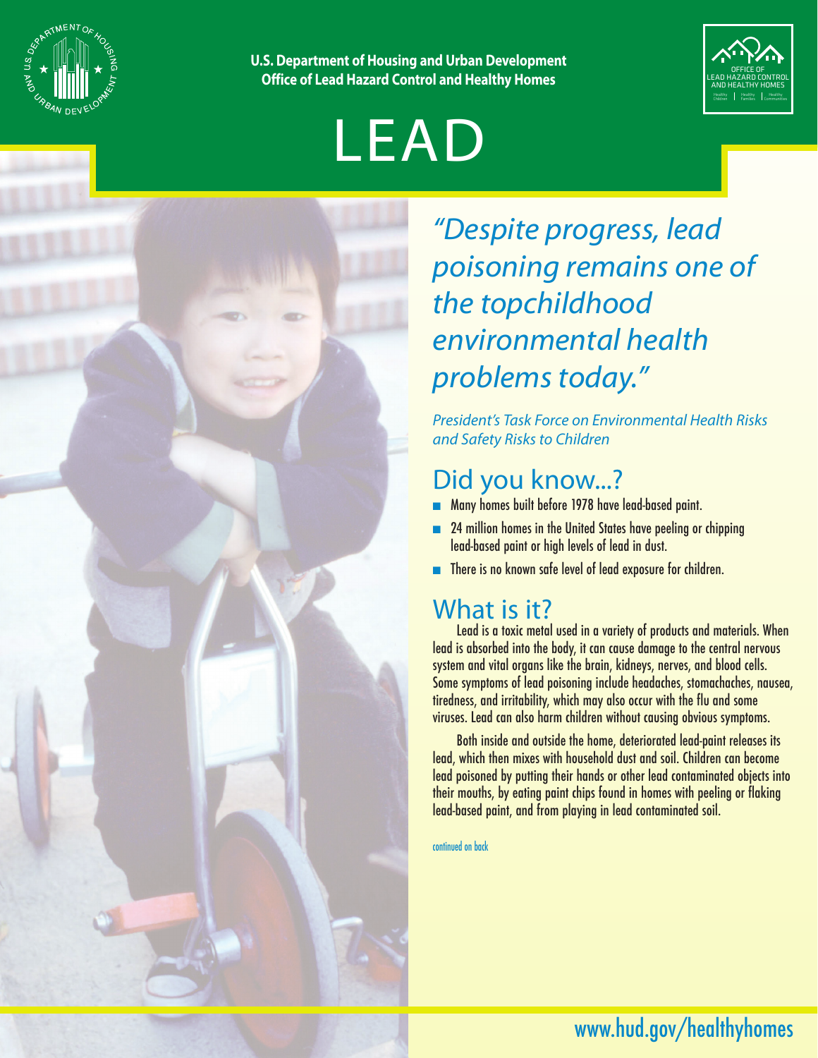U.S. Department of Housing and Urban Development
Office of Lead Hazard Control and Healthy Homes

# LEAD

*"Despite progress, lead poisoning remains one of the topchildhood environmental health problems today."*

*President's Task Force on Environmental Health Risks and Safety Risks to Children*

## Did you know...?

- Many homes built before 1978 have lead-based paint.
- 24 million homes in the United States have peeling or chipping lead-based paint or high levels of lead in dust.
- There is no known safe level of lead exposure for children.

## What is it?

Lead is a toxic metal used in a variety of products and materials. When lead is absorbed into the body, it can cause damage to the central nervous system and vital organs like the brain, kidneys, nerves, and blood cells. Some symptoms of lead poisoning include headaches, stomachaches, nausea, tiredness, and irritability, which may also occur with the flu and some viruses. Lead can also harm children without causing obvious symptoms.

Both inside and outside the home, deteriorated lead-paint releases its lead, which then mixes with household dust and soil. Children can become lead poisoned by putting their hands or other lead contaminated objects into their mouths, by eating paint chips found in homes with peeling or flaking lead-based paint, and from playing in lead contaminated soil.

continued on back

www.hud.gov/healthyhomes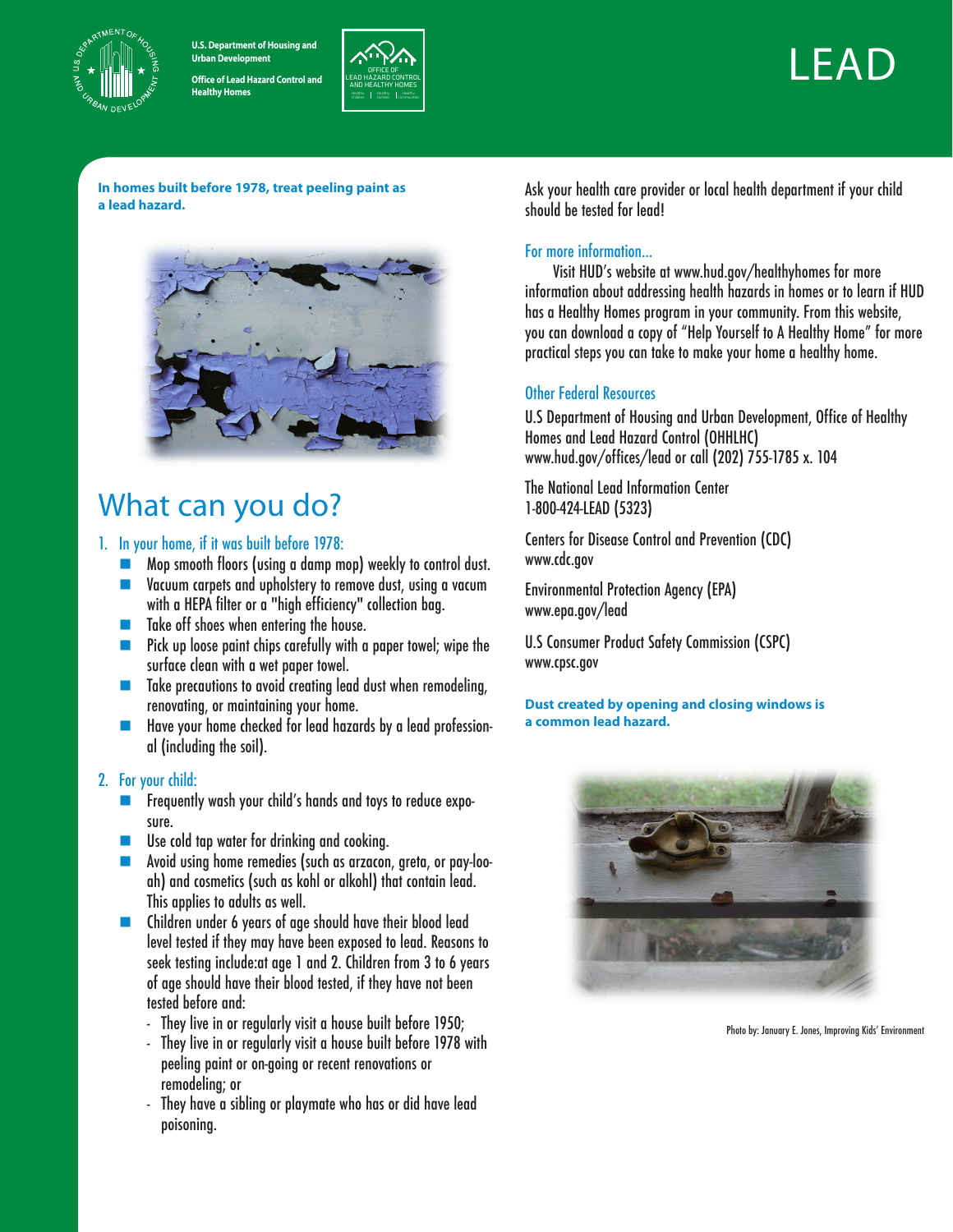U.S. Department of Housing and Urban Development

Office of Lead Hazard Control and Healthy Homes

# LEAD

**In homes built before 1978, treat peeling paint as a lead hazard.**

## What can you do?

1. In your home, if it was built before 1978:
   - Mop smooth floors (using a damp mop) weekly to control dust.
   - Vacuum carpets and upholstery to remove dust, using a vacum with a HEPA filter or a "high efficiency" collection bag.
   - Take off shoes when entering the house.
   - Pick up loose paint chips carefully with a paper towel; wipe the surface clean with a wet paper towel.
   - Take precautions to avoid creating lead dust when remodeling, renovating, or maintaining your home.
   - Have your home checked for lead hazards by a lead professional (including the soil).
2. For your child:
   - Frequently wash your child's hands and toys to reduce exposure.
   - Use cold tap water for drinking and cooking.
   - Avoid using home remedies (such as arzacon, greta, or pay-loo-ah) and cosmetics (such as kohl or alkohl) that contain lead. This applies to adults as well.
   - Children under 6 years of age should have their blood lead level tested if they may have been exposed to lead. Reasons to seek testing include:at age 1 and 2. Children from 3 to 6 years of age should have their blood tested, if they have not been tested before and:
     - They live in or regularly visit a house built before 1950;
     - They live in or regularly visit a house built before 1978 with peeling paint or on-going or recent renovations or remodeling; or
     - They have a sibling or playmate who has or did have lead poisoning.

Ask your health care provider or local health department if your child should be tested for lead!

### For more information...

Visit HUD's website at www.hud.gov/healthyhomes for more information about addressing health hazards in homes or to learn if HUD has a Healthy Homes program in your community. From this website, you can download a copy of "Help Yourself to A Healthy Home" for more practical steps you can take to make your home a healthy home.

### Other Federal Resources

U.S Department of Housing and Urban Development, Office of Healthy Homes and Lead Hazard Control (OHHLHC)
www.hud.gov/offices/lead or call (202) 755-1785 x. 104

The National Lead Information Center
1-800-424-LEAD (5323)

Centers for Disease Control and Prevention (CDC)
www.cdc.gov

Environmental Protection Agency (EPA)
www.epa.gov/lead

U.S Consumer Product Safety Commission (CSPC)
www.cpsc.gov

**Dust created by opening and closing windows is a common lead hazard.**

Photo by: January E. Jones, Improving Kids' Environment